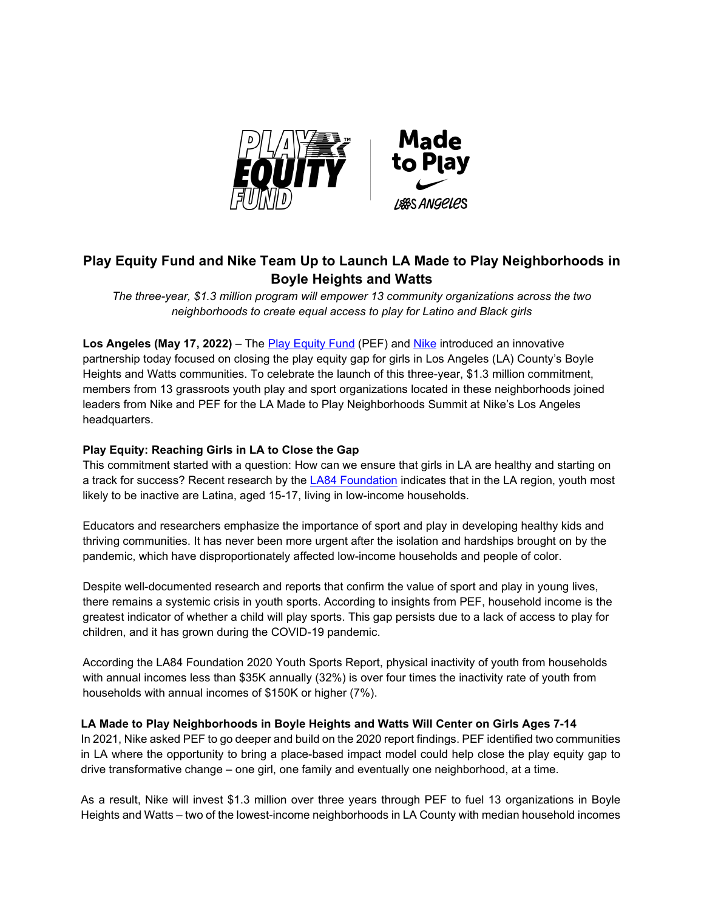# Play Equity Fund and Nike Team Up to Launch LA Made to Play Neighborhoods in Boyle Heights and Watts

*The three-year, $1.3 million program will empower 13 community organizations across the two neighborhoods to create equal access to play for Latino and Black girls*

**Los Angeles (May 17, 2022)** – The Play Equity Fund (PEF) and Nike introduced an innovative partnership today focused on closing the play equity gap for girls in Los Angeles (LA) County's Boyle Heights and Watts communities. To celebrate the launch of this three-year, $1.3 million commitment, members from 13 grassroots youth play and sport organizations located in these neighborhoods joined leaders from Nike and PEF for the LA Made to Play Neighborhoods Summit at Nike's Los Angeles headquarters.

**Play Equity: Reaching Girls in LA to Close the Gap**

This commitment started with a question: How can we ensure that girls in LA are healthy and starting on a track for success? Recent research by the LA84 Foundation indicates that in the LA region, youth most likely to be inactive are Latina, aged 15-17, living in low-income households.

Educators and researchers emphasize the importance of sport and play in developing healthy kids and thriving communities. It has never been more urgent after the isolation and hardships brought on by the pandemic, which have disproportionately affected low-income households and people of color.

Despite well-documented research and reports that confirm the value of sport and play in young lives, there remains a systemic crisis in youth sports. According to insights from PEF, household income is the greatest indicator of whether a child will play sports. This gap persists due to a lack of access to play for children, and it has grown during the COVID-19 pandemic.

According the LA84 Foundation 2020 Youth Sports Report, physical inactivity of youth from households with annual incomes less than $35K annually (32%) is over four times the inactivity rate of youth from households with annual incomes of $150K or higher (7%).

**LA Made to Play Neighborhoods in Boyle Heights and Watts Will Center on Girls Ages 7-14**

In 2021, Nike asked PEF to go deeper and build on the 2020 report findings. PEF identified two communities in LA where the opportunity to bring a place-based impact model could help close the play equity gap to drive transformative change – one girl, one family and eventually one neighborhood, at a time.

As a result, Nike will invest $1.3 million over three years through PEF to fuel 13 organizations in Boyle Heights and Watts – two of the lowest-income neighborhoods in LA County with median household incomes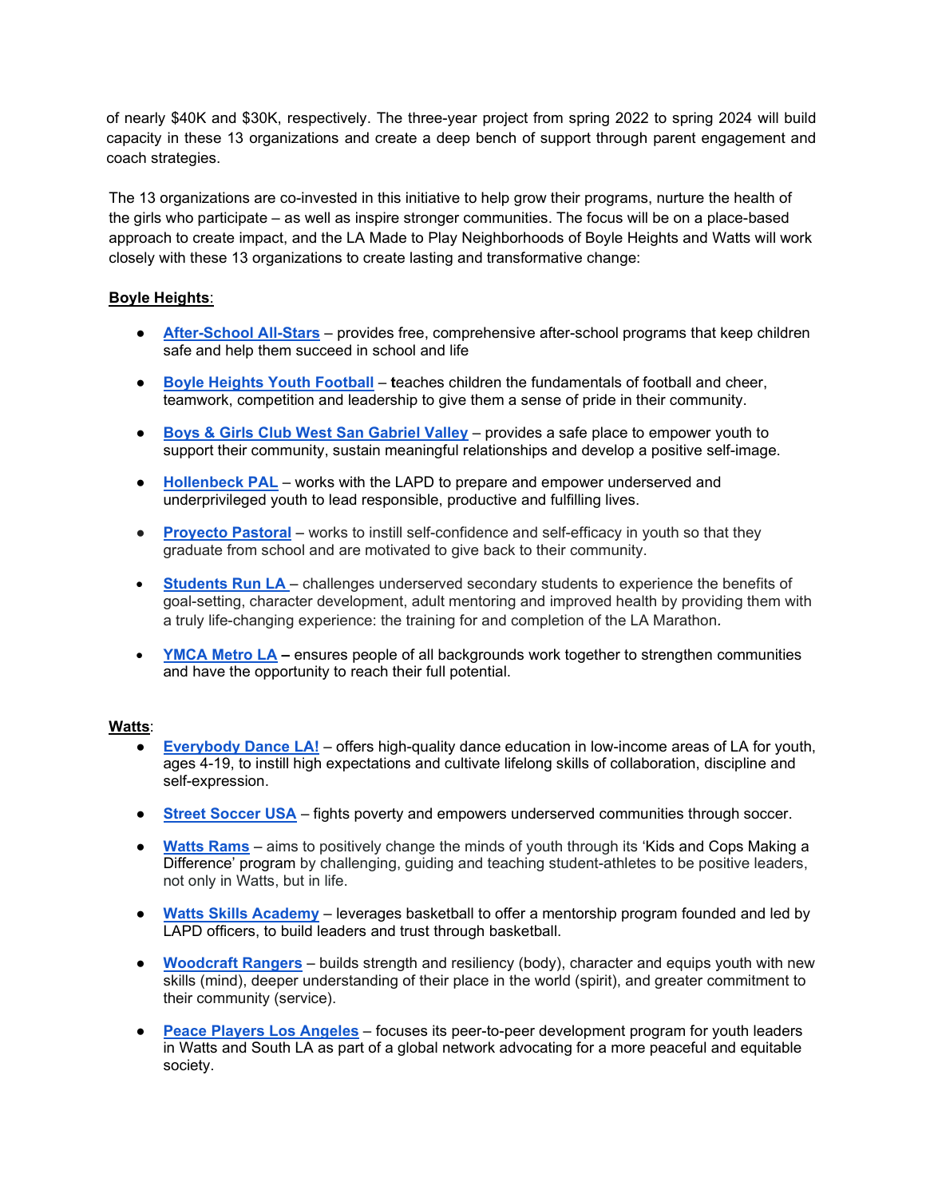of nearly $40K and $30K, respectively. The three-year project from spring 2022 to spring 2024 will build capacity in these 13 organizations and create a deep bench of support through parent engagement and coach strategies.

The 13 organizations are co-invested in this initiative to help grow their programs, nurture the health of the girls who participate – as well as inspire stronger communities. The focus will be on a place-based approach to create impact, and the LA Made to Play Neighborhoods of Boyle Heights and Watts will work closely with these 13 organizations to create lasting and transformative change:

**Boyle Heights**:

- **After-School All-Stars** – provides free, comprehensive after-school programs that keep children safe and help them succeed in school and life
- **Boyle Heights Youth Football** – **t**eaches children the fundamentals of football and cheer, teamwork, competition and leadership to give them a sense of pride in their community.
- **Boys & Girls Club West San Gabriel Valley** – provides a safe place to empower youth to support their community, sustain meaningful relationships and develop a positive self-image.
- **Hollenbeck PAL** – works with the LAPD to prepare and empower underserved and underprivileged youth to lead responsible, productive and fulfilling lives.
- **Proyecto Pastoral** – works to instill self-confidence and self-efficacy in youth so that they graduate from school and are motivated to give back to their community.
- **Students Run LA** – challenges underserved secondary students to experience the benefits of goal-setting, character development, adult mentoring and improved health by providing them with a truly life-changing experience: the training for and completion of the LA Marathon.
- **YMCA Metro LA –** ensures people of all backgrounds work together to strengthen communities and have the opportunity to reach their full potential.

**Watts**:

- **Everybody Dance LA!** – offers high-quality dance education in low-income areas of LA for youth, ages 4-19, to instill high expectations and cultivate lifelong skills of collaboration, discipline and self-expression.
- **Street Soccer USA** – fights poverty and empowers underserved communities through soccer.
- **Watts Rams** – aims to positively change the minds of youth through its 'Kids and Cops Making a Difference' program by challenging, guiding and teaching student-athletes to be positive leaders, not only in Watts, but in life.
- **Watts Skills Academy** – leverages basketball to offer a mentorship program founded and led by LAPD officers, to build leaders and trust through basketball.
- **Woodcraft Rangers** – builds strength and resiliency (body), character and equips youth with new skills (mind), deeper understanding of their place in the world (spirit), and greater commitment to their community (service).
- **Peace Players Los Angeles** – focuses its peer-to-peer development program for youth leaders in Watts and South LA as part of a global network advocating for a more peaceful and equitable society.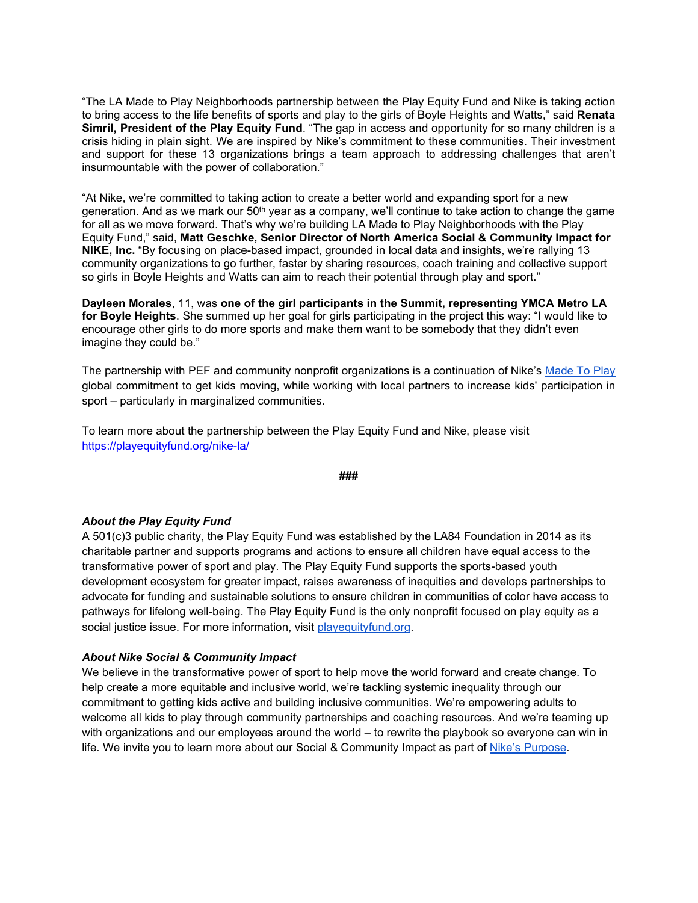"The LA Made to Play Neighborhoods partnership between the Play Equity Fund and Nike is taking action to bring access to the life benefits of sports and play to the girls of Boyle Heights and Watts," said **Renata Simril, President of the Play Equity Fund**. "The gap in access and opportunity for so many children is a crisis hiding in plain sight. We are inspired by Nike's commitment to these communities. Their investment and support for these 13 organizations brings a team approach to addressing challenges that aren't insurmountable with the power of collaboration."

"At Nike, we're committed to taking action to create a better world and expanding sport for a new generation. And as we mark our 50th year as a company, we'll continue to take action to change the game for all as we move forward. That's why we're building LA Made to Play Neighborhoods with the Play Equity Fund," said, **Matt Geschke, Senior Director of North America Social & Community Impact for NIKE, Inc.** "By focusing on place-based impact, grounded in local data and insights, we're rallying 13 community organizations to go further, faster by sharing resources, coach training and collective support so girls in Boyle Heights and Watts can aim to reach their potential through play and sport."

**Dayleen Morales**, 11, was **one of the girl participants in the Summit, representing YMCA Metro LA for Boyle Heights**. She summed up her goal for girls participating in the project this way: "I would like to encourage other girls to do more sports and make them want to be somebody that they didn't even imagine they could be."

The partnership with PEF and community nonprofit organizations is a continuation of Nike's Made To Play global commitment to get kids moving, while working with local partners to increase kids' participation in sport – particularly in marginalized communities.

To learn more about the partnership between the Play Equity Fund and Nike, please visit https://playequityfund.org/nike-la/

###

***About the Play Equity Fund***

A 501(c)3 public charity, the Play Equity Fund was established by the LA84 Foundation in 2014 as its charitable partner and supports programs and actions to ensure all children have equal access to the transformative power of sport and play. The Play Equity Fund supports the sports-based youth development ecosystem for greater impact, raises awareness of inequities and develops partnerships to advocate for funding and sustainable solutions to ensure children in communities of color have access to pathways for lifelong well-being. The Play Equity Fund is the only nonprofit focused on play equity as a social justice issue. For more information, visit playequityfund.org.

***About Nike Social & Community Impact***

We believe in the transformative power of sport to help move the world forward and create change. To help create a more equitable and inclusive world, we're tackling systemic inequality through our commitment to getting kids active and building inclusive communities. We're empowering adults to welcome all kids to play through community partnerships and coaching resources. And we're teaming up with organizations and our employees around the world – to rewrite the playbook so everyone can win in life. We invite you to learn more about our Social & Community Impact as part of Nike's Purpose.